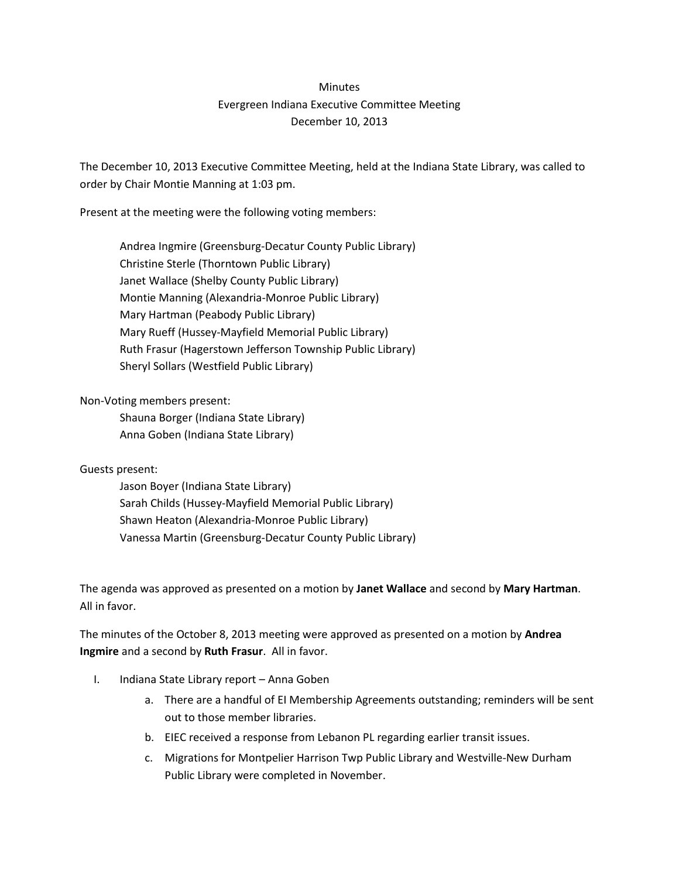Minutes

Evergreen Indiana Executive Committee Meeting

December 10, 2013

The December 10, 2013 Executive Committee Meeting, held at the Indiana State Library, was called to order by Chair Montie Manning at 1:03 pm.

Present at the meeting were the following voting members:

Andrea Ingmire (Greensburg-Decatur County Public Library)
Christine Sterle (Thorntown Public Library)
Janet Wallace (Shelby County Public Library)
Montie Manning (Alexandria-Monroe Public Library)
Mary Hartman (Peabody Public Library)
Mary Rueff (Hussey-Mayfield Memorial Public Library)
Ruth Frasur (Hagerstown Jefferson Township Public Library)
Sheryl Sollars (Westfield Public Library)

Non-Voting members present:

Shauna Borger (Indiana State Library)
Anna Goben (Indiana State Library)

Guests present:

Jason Boyer (Indiana State Library)
Sarah Childs (Hussey-Mayfield Memorial Public Library)
Shawn Heaton (Alexandria-Monroe Public Library)
Vanessa Martin (Greensburg-Decatur County Public Library)

The agenda was approved as presented on a motion by **Janet Wallace** and second by **Mary Hartman**. All in favor.

The minutes of the October 8, 2013 meeting were approved as presented on a motion by **Andrea Ingmire** and a second by **Ruth Frasur**. All in favor.

I. Indiana State Library report – Anna Goben
   a. There are a handful of EI Membership Agreements outstanding; reminders will be sent out to those member libraries.
   b. EIEC received a response from Lebanon PL regarding earlier transit issues.
   c. Migrations for Montpelier Harrison Twp Public Library and Westville-New Durham Public Library were completed in November.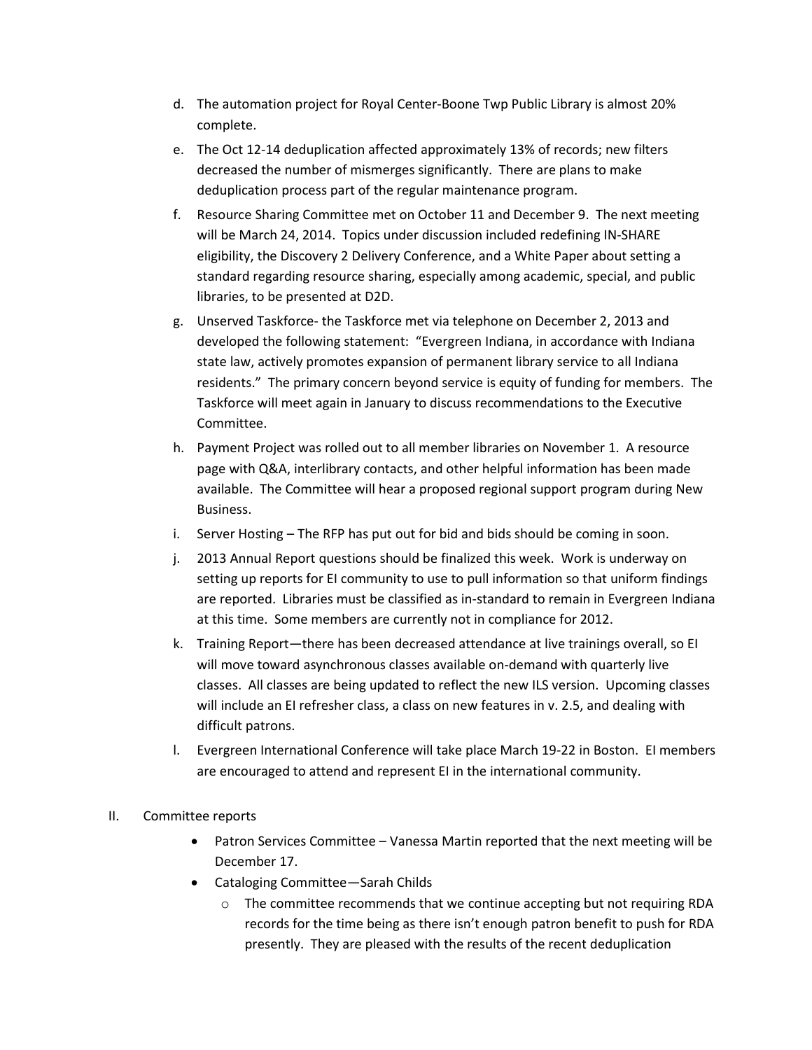d. The automation project for Royal Center-Boone Twp Public Library is almost 20% complete.

e. The Oct 12-14 deduplication affected approximately 13% of records; new filters decreased the number of mismerges significantly. There are plans to make deduplication process part of the regular maintenance program.

f. Resource Sharing Committee met on October 11 and December 9. The next meeting will be March 24, 2014. Topics under discussion included redefining IN-SHARE eligibility, the Discovery 2 Delivery Conference, and a White Paper about setting a standard regarding resource sharing, especially among academic, special, and public libraries, to be presented at D2D.

g. Unserved Taskforce- the Taskforce met via telephone on December 2, 2013 and developed the following statement: "Evergreen Indiana, in accordance with Indiana state law, actively promotes expansion of permanent library service to all Indiana residents." The primary concern beyond service is equity of funding for members. The Taskforce will meet again in January to discuss recommendations to the Executive Committee.

h. Payment Project was rolled out to all member libraries on November 1. A resource page with Q&A, interlibrary contacts, and other helpful information has been made available. The Committee will hear a proposed regional support program during New Business.

i. Server Hosting – The RFP has put out for bid and bids should be coming in soon.

j. 2013 Annual Report questions should be finalized this week. Work is underway on setting up reports for EI community to use to pull information so that uniform findings are reported. Libraries must be classified as in-standard to remain in Evergreen Indiana at this time. Some members are currently not in compliance for 2012.

k. Training Report—there has been decreased attendance at live trainings overall, so EI will move toward asynchronous classes available on-demand with quarterly live classes. All classes are being updated to reflect the new ILS version. Upcoming classes will include an EI refresher class, a class on new features in v. 2.5, and dealing with difficult patrons.

l. Evergreen International Conference will take place March 19-22 in Boston. EI members are encouraged to attend and represent EI in the international community.

II. Committee reports

- Patron Services Committee – Vanessa Martin reported that the next meeting will be December 17.
- Cataloging Committee—Sarah Childs
  - The committee recommends that we continue accepting but not requiring RDA records for the time being as there isn't enough patron benefit to push for RDA presently. They are pleased with the results of the recent deduplication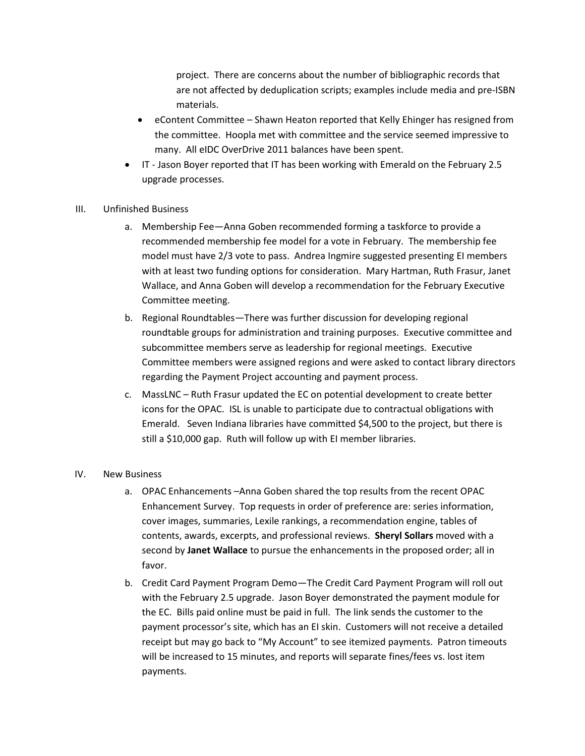project. There are concerns about the number of bibliographic records that are not affected by deduplication scripts; examples include media and pre-ISBN materials.

- eContent Committee – Shawn Heaton reported that Kelly Ehinger has resigned from the committee. Hoopla met with committee and the service seemed impressive to many. All eIDC OverDrive 2011 balances have been spent.
- IT - Jason Boyer reported that IT has been working with Emerald on the February 2.5 upgrade processes.

III. Unfinished Business

a. Membership Fee—Anna Goben recommended forming a taskforce to provide a recommended membership fee model for a vote in February. The membership fee model must have 2/3 vote to pass. Andrea Ingmire suggested presenting EI members with at least two funding options for consideration. Mary Hartman, Ruth Frasur, Janet Wallace, and Anna Goben will develop a recommendation for the February Executive Committee meeting.

b. Regional Roundtables—There was further discussion for developing regional roundtable groups for administration and training purposes. Executive committee and subcommittee members serve as leadership for regional meetings. Executive Committee members were assigned regions and were asked to contact library directors regarding the Payment Project accounting and payment process.

c. MassLNC – Ruth Frasur updated the EC on potential development to create better icons for the OPAC. ISL is unable to participate due to contractual obligations with Emerald. Seven Indiana libraries have committed $4,500 to the project, but there is still a $10,000 gap. Ruth will follow up with EI member libraries.

IV. New Business

a. OPAC Enhancements –Anna Goben shared the top results from the recent OPAC Enhancement Survey. Top requests in order of preference are: series information, cover images, summaries, Lexile rankings, a recommendation engine, tables of contents, awards, excerpts, and professional reviews. **Sheryl Sollars** moved with a second by **Janet Wallace** to pursue the enhancements in the proposed order; all in favor.

b. Credit Card Payment Program Demo—The Credit Card Payment Program will roll out with the February 2.5 upgrade. Jason Boyer demonstrated the payment module for the EC. Bills paid online must be paid in full. The link sends the customer to the payment processor's site, which has an EI skin. Customers will not receive a detailed receipt but may go back to "My Account" to see itemized payments. Patron timeouts will be increased to 15 minutes, and reports will separate fines/fees vs. lost item payments.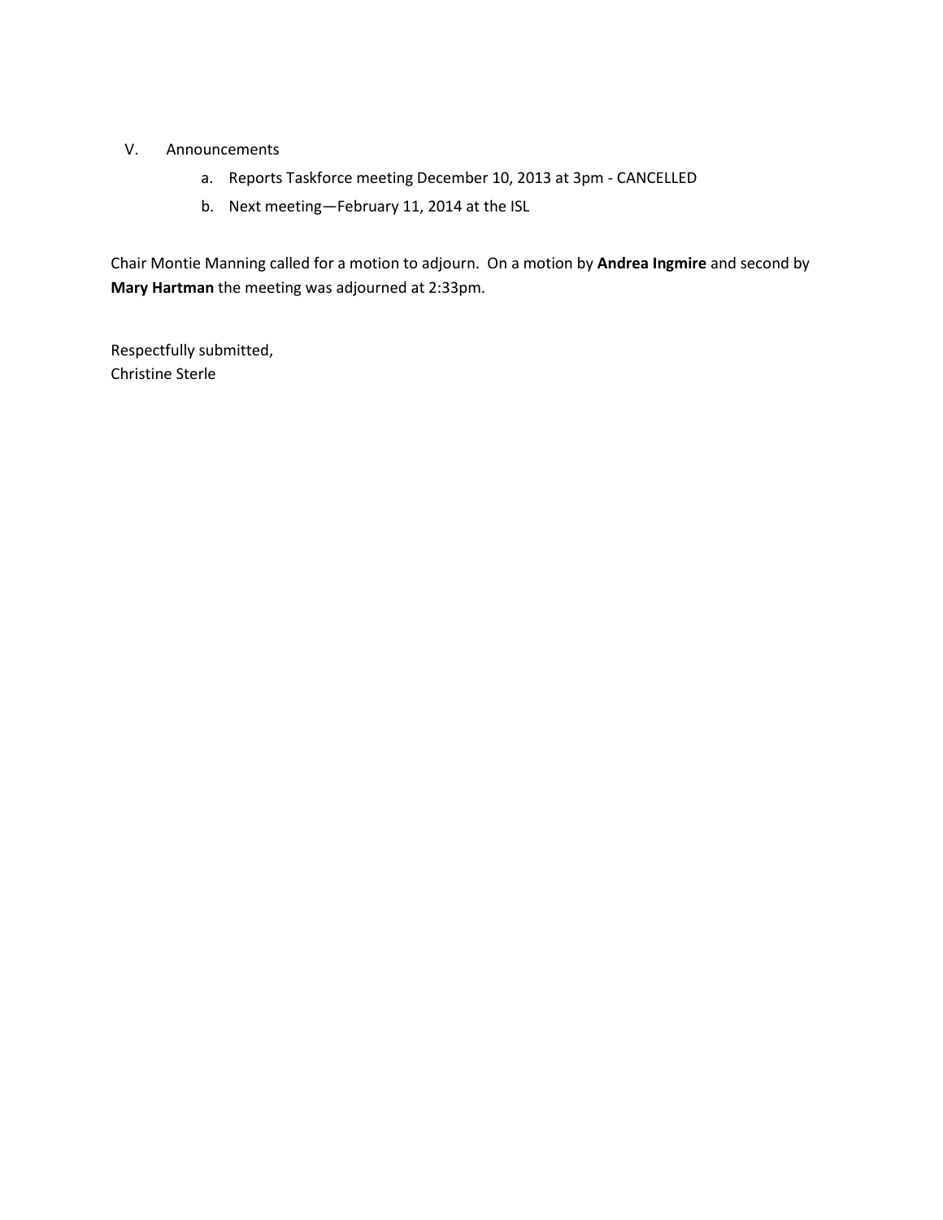V. Announcements

a. Reports Taskforce meeting December 10, 2013 at 3pm - CANCELLED
b. Next meeting—February 11, 2014 at the ISL

Chair Montie Manning called for a motion to adjourn. On a motion by **Andrea Ingmire** and second by **Mary Hartman** the meeting was adjourned at 2:33pm.

Respectfully submitted,
Christine Sterle